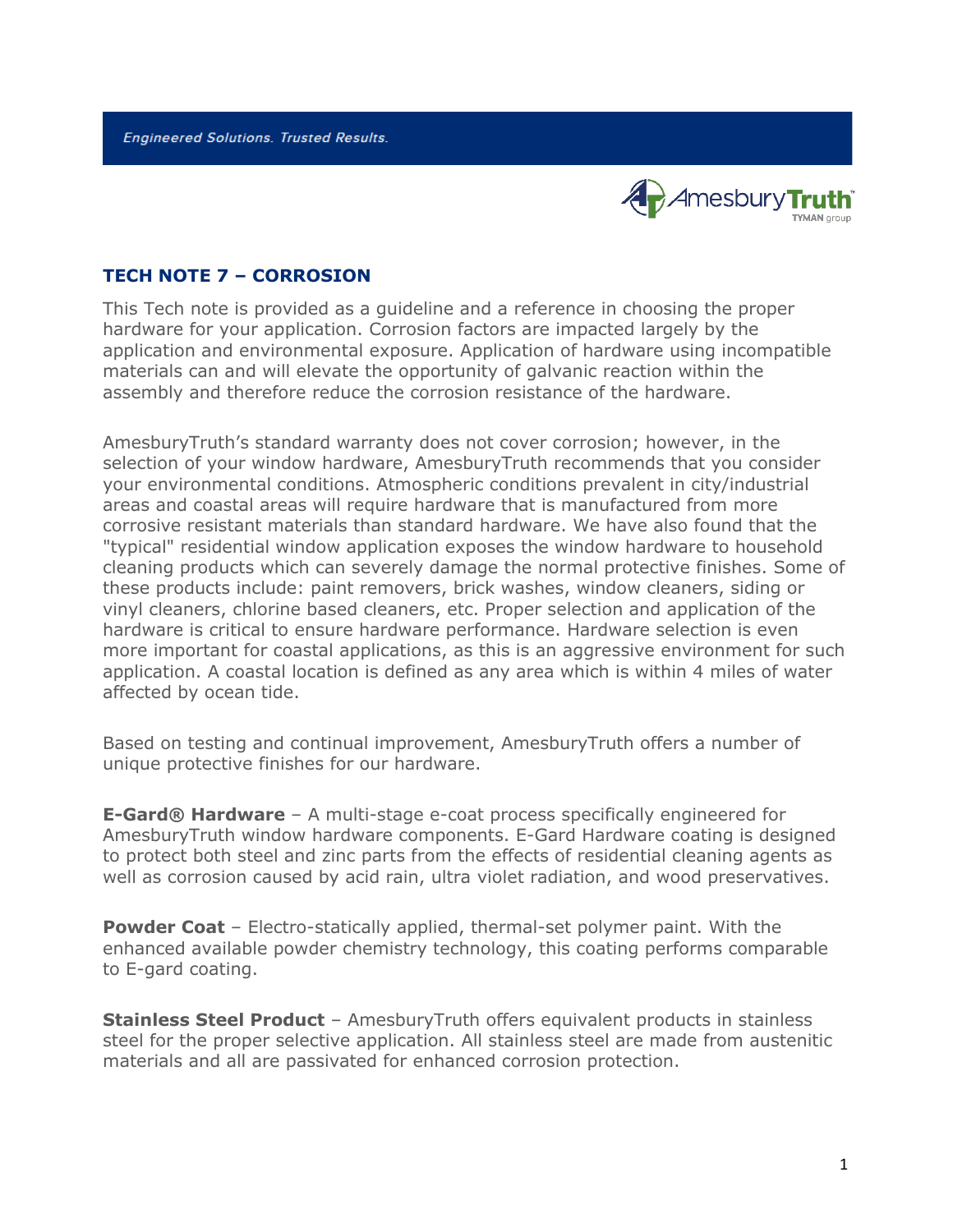*Engineered Solutions. Trusted Results.*

## TECH NOTE 7 – CORROSION

This Tech note is provided as a guideline and a reference in choosing the proper hardware for your application. Corrosion factors are impacted largely by the application and environmental exposure. Application of hardware using incompatible materials can and will elevate the opportunity of galvanic reaction within the assembly and therefore reduce the corrosion resistance of the hardware.

AmesburyTruth's standard warranty does not cover corrosion; however, in the selection of your window hardware, AmesburyTruth recommends that you consider your environmental conditions. Atmospheric conditions prevalent in city/industrial areas and coastal areas will require hardware that is manufactured from more corrosive resistant materials than standard hardware. We have also found that the "typical" residential window application exposes the window hardware to household cleaning products which can severely damage the normal protective finishes. Some of these products include: paint removers, brick washes, window cleaners, siding or vinyl cleaners, chlorine based cleaners, etc. Proper selection and application of the hardware is critical to ensure hardware performance. Hardware selection is even more important for coastal applications, as this is an aggressive environment for such application. A coastal location is defined as any area which is within 4 miles of water affected by ocean tide.

Based on testing and continual improvement, AmesburyTruth offers a number of unique protective finishes for our hardware.

**E-Gard® Hardware** – A multi-stage e-coat process specifically engineered for AmesburyTruth window hardware components. E-Gard Hardware coating is designed to protect both steel and zinc parts from the effects of residential cleaning agents as well as corrosion caused by acid rain, ultra violet radiation, and wood preservatives.

**Powder Coat** – Electro-statically applied, thermal-set polymer paint. With the enhanced available powder chemistry technology, this coating performs comparable to E-gard coating.

**Stainless Steel Product** – AmesburyTruth offers equivalent products in stainless steel for the proper selective application. All stainless steel are made from austenitic materials and all are passivated for enhanced corrosion protection.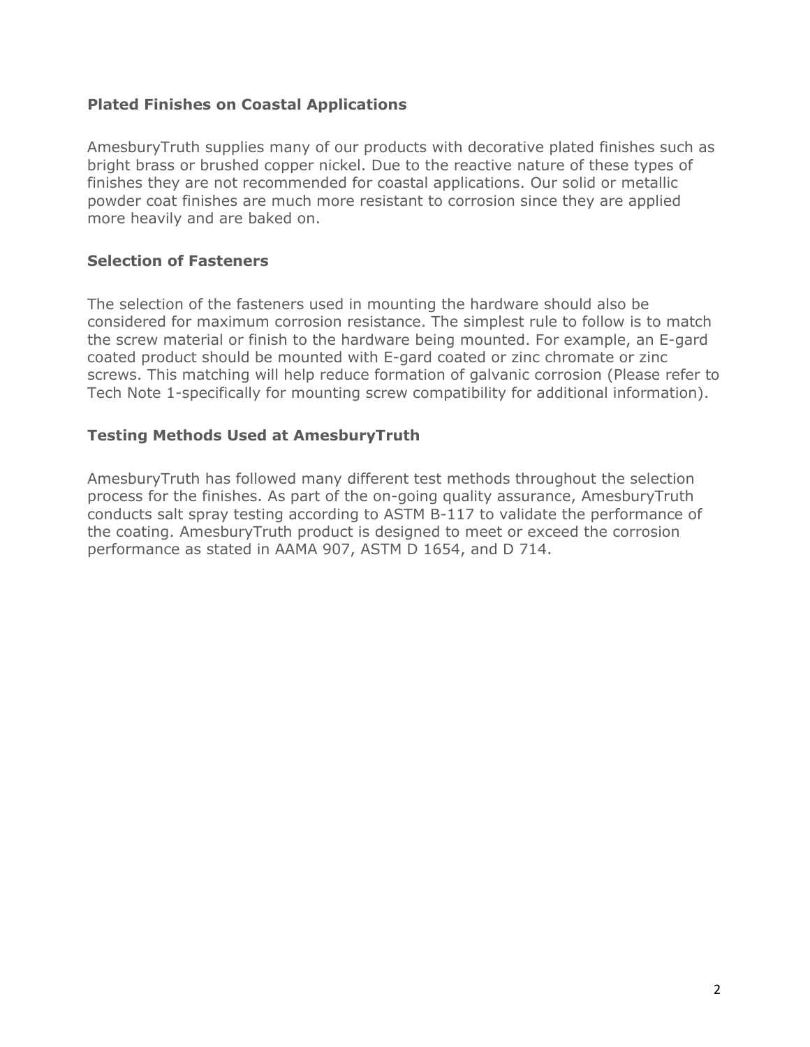### Plated Finishes on Coastal Applications

AmesburyTruth supplies many of our products with decorative plated finishes such as bright brass or brushed copper nickel. Due to the reactive nature of these types of finishes they are not recommended for coastal applications. Our solid or metallic powder coat finishes are much more resistant to corrosion since they are applied more heavily and are baked on.

### Selection of Fasteners

The selection of the fasteners used in mounting the hardware should also be considered for maximum corrosion resistance. The simplest rule to follow is to match the screw material or finish to the hardware being mounted. For example, an E-gard coated product should be mounted with E-gard coated or zinc chromate or zinc screws. This matching will help reduce formation of galvanic corrosion (Please refer to Tech Note 1-specifically for mounting screw compatibility for additional information).

### Testing Methods Used at AmesburyTruth

AmesburyTruth has followed many different test methods throughout the selection process for the finishes. As part of the on-going quality assurance, AmesburyTruth conducts salt spray testing according to ASTM B-117 to validate the performance of the coating. AmesburyTruth product is designed to meet or exceed the corrosion performance as stated in AAMA 907, ASTM D 1654, and D 714.